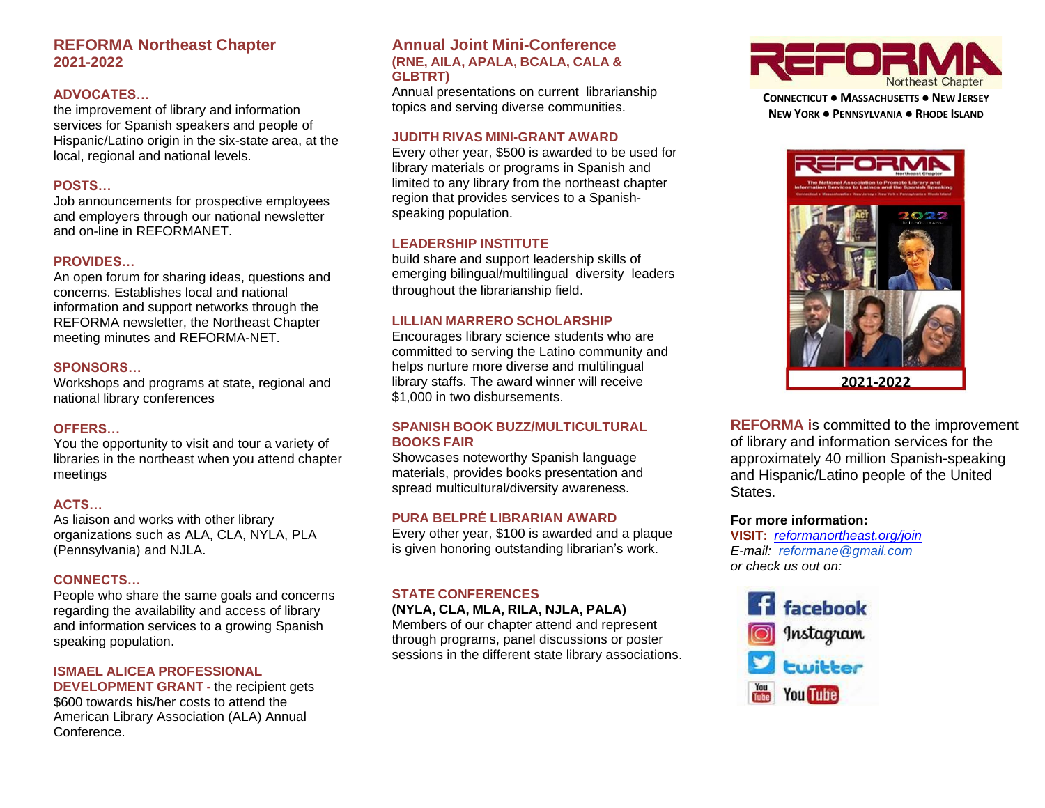## REFORMA Northeast Chapter 2021-2022

### ADVOCATES…

the improvement of library and information services for Spanish speakers and people of Hispanic/Latino origin in the six-state area, at the local, regional and national levels.

### POSTS…

Job announcements for prospective employees and employers through our national newsletter and on-line in REFORMANET.

### PROVIDES…

An open forum for sharing ideas, questions and concerns. Establishes local and national information and support networks through the REFORMA newsletter, the Northeast Chapter meeting minutes and REFORMA-NET.

### SPONSORS…

Workshops and programs at state, regional and national library conferences

### OFFERS…

You the opportunity to visit and tour a variety of libraries in the northeast when you attend chapter meetings

### ACTS…

As liaison and works with other library organizations such as ALA, CLA, NYLA, PLA (Pennsylvania) and NJLA.

### CONNECTS…

People who share the same goals and concerns regarding the availability and access of library and information services to a growing Spanish speaking population.

### ISMAEL ALICEA PROFESSIONAL DEVELOPMENT GRANT

**ISMAEL ALICEA PROFESSIONAL DEVELOPMENT GRANT -** the recipient gets $600 towards his/her costs to attend the American Library Association (ALA) Annual Conference.

## Annual Joint Mini-Conference (RNE, AILA, APALA, BCALA, CALA & GLBTRT)

Annual presentations on current librarianship topics and serving diverse communities.

### JUDITH RIVAS MINI-GRANT AWARD

Every other year, $500 is awarded to be used for library materials or programs in Spanish and limited to any library from the northeast chapter region that provides services to a Spanish-speaking population.

### LEADERSHIP INSTITUTE

build share and support leadership skills of emerging bilingual/multilingual diversity leaders throughout the librarianship field.

### LILLIAN MARRERO SCHOLARSHIP

Encourages library science students who are committed to serving the Latino community and helps nurture more diverse and multilingual library staffs. The award winner will receive $1,000 in two disbursements.

### SPANISH BOOK BUZZ/MULTICULTURAL BOOKS FAIR

Showcases noteworthy Spanish language materials, provides books presentation and spread multicultural/diversity awareness.

### PURA BELPRÉ LIBRARIAN AWARD

Every other year, $100 is awarded and a plaque is given honoring outstanding librarian's work.

### STATE CONFERENCES

**(NYLA, CLA, MLA, RILA, NJLA, PALA)**

Members of our chapter attend and represent through programs, panel discussions or poster sessions in the different state library associations.

# REFORMA

Northeast Chapter

**CONNECTICUT ● MASSACHUSETTS ● NEW JERSEY**
**NEW YORK ● PENNSYLVANIA ● RHODE ISLAND**

REFORMA Northeast Chapter — The National Association to Promote Library and Information Services to Latinos and the Spanish Speaking

2021-2022

**REFORMA** is committed to the improvement of library and information services for the approximately 40 million Spanish-speaking and Hispanic/Latino people of the United States.

**For more information:**

**VISIT:** *reformanortheast.org/join*
*E-mail:* reformane@gmail.com
*or check us out on:*

facebook
Instagram
twitter
YouTube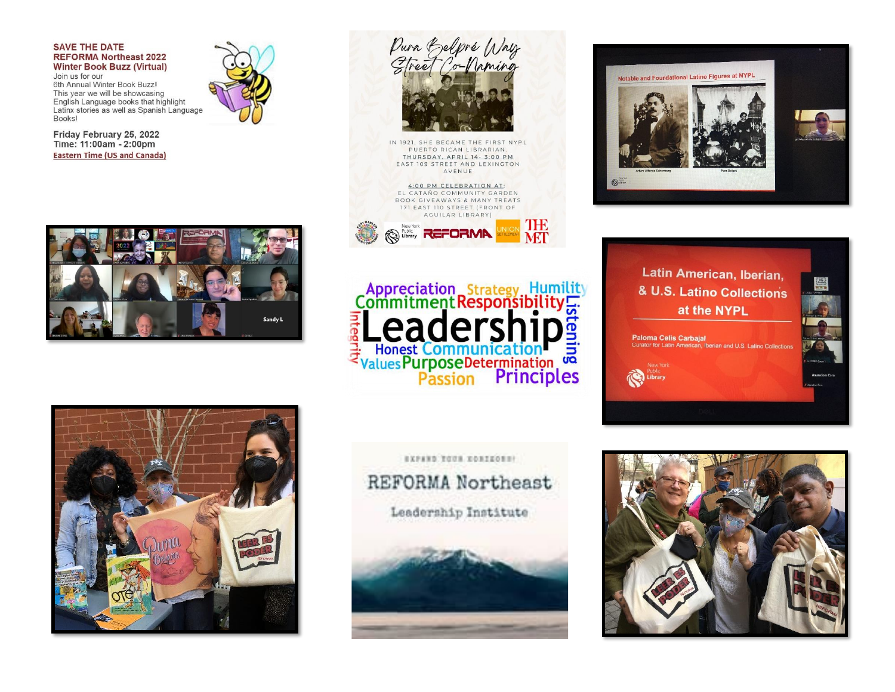**SAVE THE DATE**
**REFORMA Northeast 2022**
**Winter Book Buzz (Virtual)**

Join us for our
6th Annual Winter Book Buzz!
This year we will be showcasing
English Language books that highlight
Latinx stories as well as Spanish Language
Books!

**Friday February 25, 2022**
**Time: 11:00am - 2:00pm**
Eastern Time (US and Canada)

Pura Belpré Way
Street Co-Naming

IN 1921, SHE BECAME THE FIRST NYPL PUERTO RICAN LIBRARIAN.
THURSDAY, APRIL 14- 3:00 PM
EAST 109 STREET AND LEXINGTON AVENUE

4:00 PM CELEBRATION AT:
EL CATAÑO COMMUNITY GARDEN
BOOK GIVEAWAYS & MANY TREATS
171 EAST 110 STREET (FRONT OF AGUILAR LIBRARY)

Notable and Foundational Latino Figures at NYPL

Latin American, Iberian, & U.S. Latino Collections at the NYPL

Paloma Celis Carbajal
Curator for Latin American, Iberian and U.S. Latino Collections

Appreciation Strategy Humility Commitment Responsibility Leadership Integrity Listening Honest Communication Values Purpose Determination Passion Principles

EXPAND YOUR HORIZONS!
REFORMA Northeast
Leadership Institute